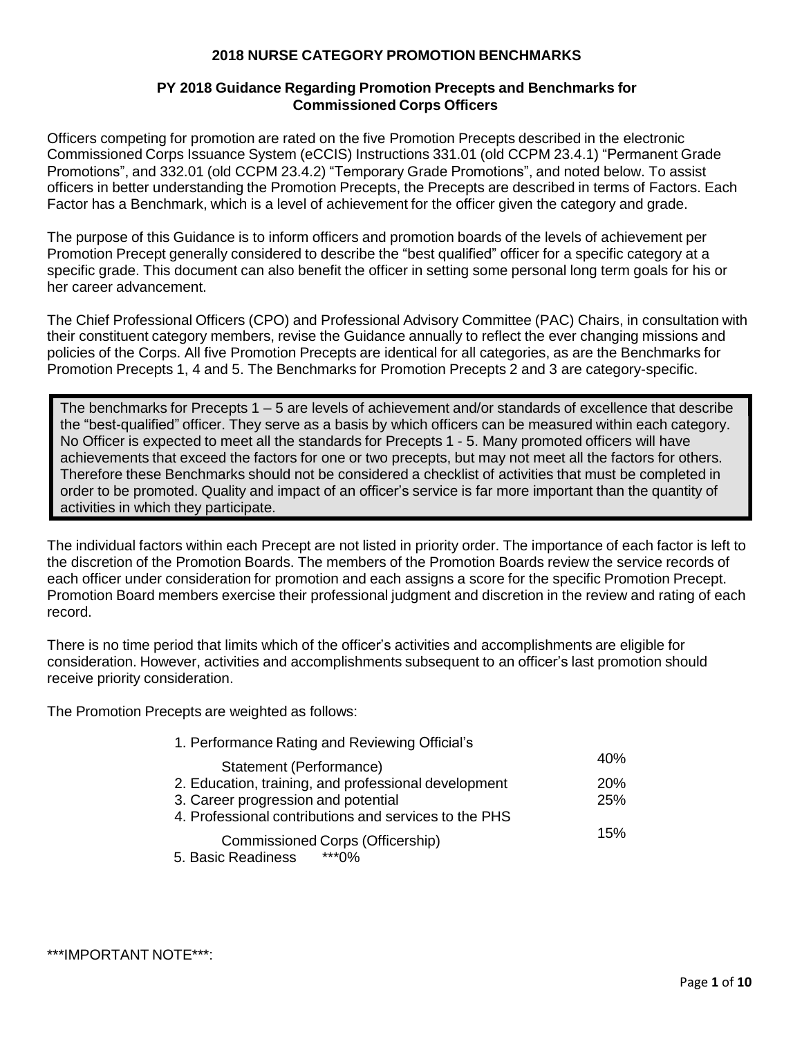## 2018 NURSE CATEGORY PROMOTION BENCHMARKS

### PY 2018 Guidance Regarding Promotion Precepts and Benchmarks for Commissioned Corps Officers

Officers competing for promotion are rated on the five Promotion Precepts described in the electronic Commissioned Corps Issuance System (eCCIS) Instructions 331.01 (old CCPM 23.4.1) "Permanent Grade Promotions", and 332.01 (old CCPM 23.4.2) "Temporary Grade Promotions", and noted below. To assist officers in better understanding the Promotion Precepts, the Precepts are described in terms of Factors. Each Factor has a Benchmark, which is a level of achievement for the officer given the category and grade.

The purpose of this Guidance is to inform officers and promotion boards of the levels of achievement per Promotion Precept generally considered to describe the "best qualified" officer for a specific category at a specific grade. This document can also benefit the officer in setting some personal long term goals for his or her career advancement.

The Chief Professional Officers (CPO) and Professional Advisory Committee (PAC) Chairs, in consultation with their constituent category members, revise the Guidance annually to reflect the ever changing missions and policies of the Corps. All five Promotion Precepts are identical for all categories, as are the Benchmarks for Promotion Precepts 1, 4 and 5. The Benchmarks for Promotion Precepts 2 and 3 are category-specific.

> The benchmarks for Precepts 1 – 5 are levels of achievement and/or standards of excellence that describe the "best-qualified" officer. They serve as a basis by which officers can be measured within each category. No Officer is expected to meet all the standards for Precepts 1 - 5. Many promoted officers will have achievements that exceed the factors for one or two precepts, but may not meet all the factors for others. Therefore these Benchmarks should not be considered a checklist of activities that must be completed in order to be promoted. Quality and impact of an officer's service is far more important than the quantity of activities in which they participate.

The individual factors within each Precept are not listed in priority order. The importance of each factor is left to the discretion of the Promotion Boards. The members of the Promotion Boards review the service records of each officer under consideration for promotion and each assigns a score for the specific Promotion Precept. Promotion Board members exercise their professional judgment and discretion in the review and rating of each record.

There is no time period that limits which of the officer's activities and accomplishments are eligible for consideration. However, activities and accomplishments subsequent to an officer's last promotion should receive priority consideration.

The Promotion Precepts are weighted as follows:

| Precept | Weight |
|---|---|
| 1. Performance Rating and Reviewing Official's Statement (Performance) | 40% |
| 2. Education, training, and professional development | 20% |
| 3. Career progression and potential | 25% |
| 4. Professional contributions and services to the PHS Commissioned Corps (Officership) | 15% |
| 5. Basic Readiness | ***0% |

***IMPORTANT NOTE***: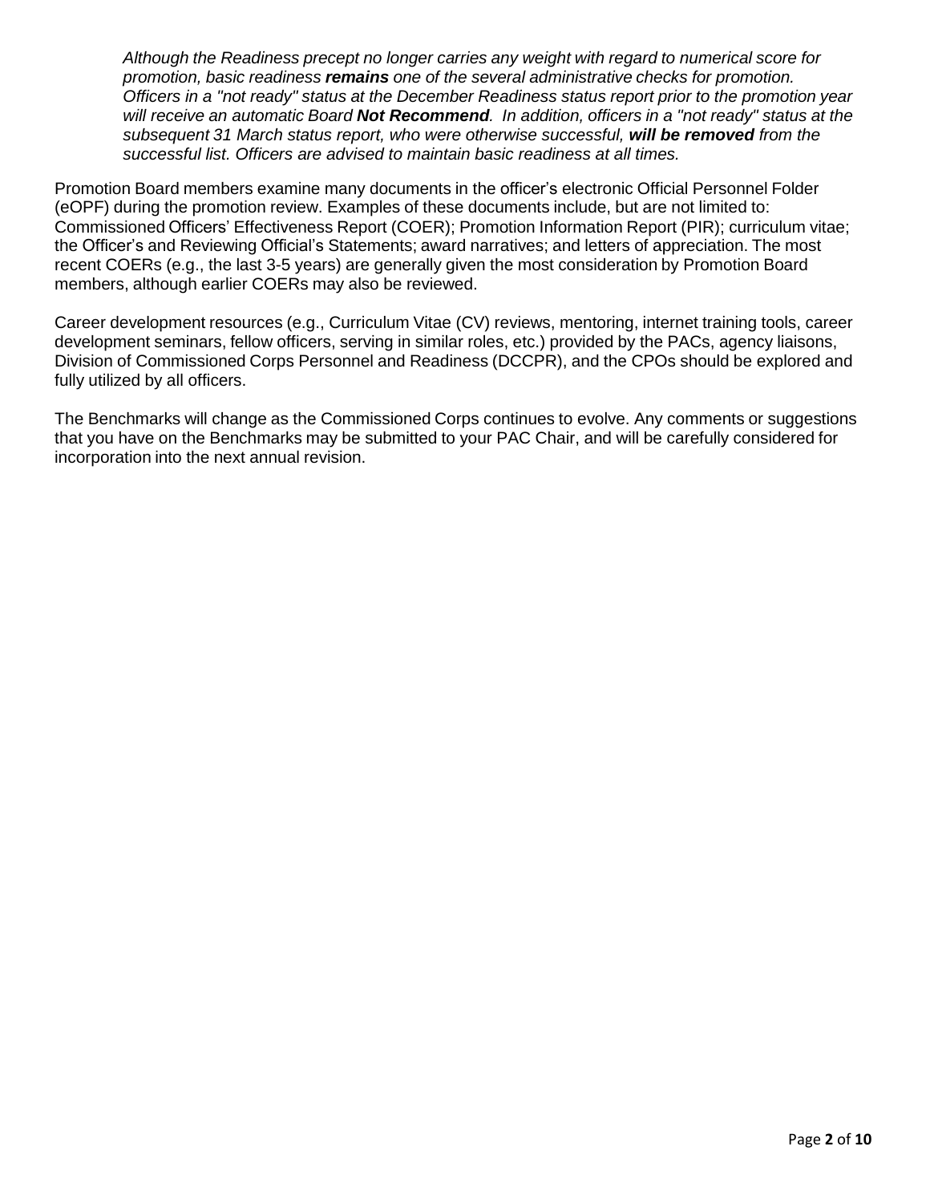*Although the Readiness precept no longer carries any weight with regard to numerical score for promotion, basic readiness **remains** one of the several administrative checks for promotion. Officers in a "not ready" status at the December Readiness status report prior to the promotion year will receive an automatic Board **Not Recommend**. In addition, officers in a "not ready" status at the subsequent 31 March status report, who were otherwise successful, **will be removed** from the successful list. Officers are advised to maintain basic readiness at all times.*

Promotion Board members examine many documents in the officer's electronic Official Personnel Folder (eOPF) during the promotion review. Examples of these documents include, but are not limited to: Commissioned Officers' Effectiveness Report (COER); Promotion Information Report (PIR); curriculum vitae; the Officer's and Reviewing Official's Statements; award narratives; and letters of appreciation. The most recent COERs (e.g., the last 3-5 years) are generally given the most consideration by Promotion Board members, although earlier COERs may also be reviewed.

Career development resources (e.g., Curriculum Vitae (CV) reviews, mentoring, internet training tools, career development seminars, fellow officers, serving in similar roles, etc.) provided by the PACs, agency liaisons, Division of Commissioned Corps Personnel and Readiness (DCCPR), and the CPOs should be explored and fully utilized by all officers.

The Benchmarks will change as the Commissioned Corps continues to evolve. Any comments or suggestions that you have on the Benchmarks may be submitted to your PAC Chair, and will be carefully considered for incorporation into the next annual revision.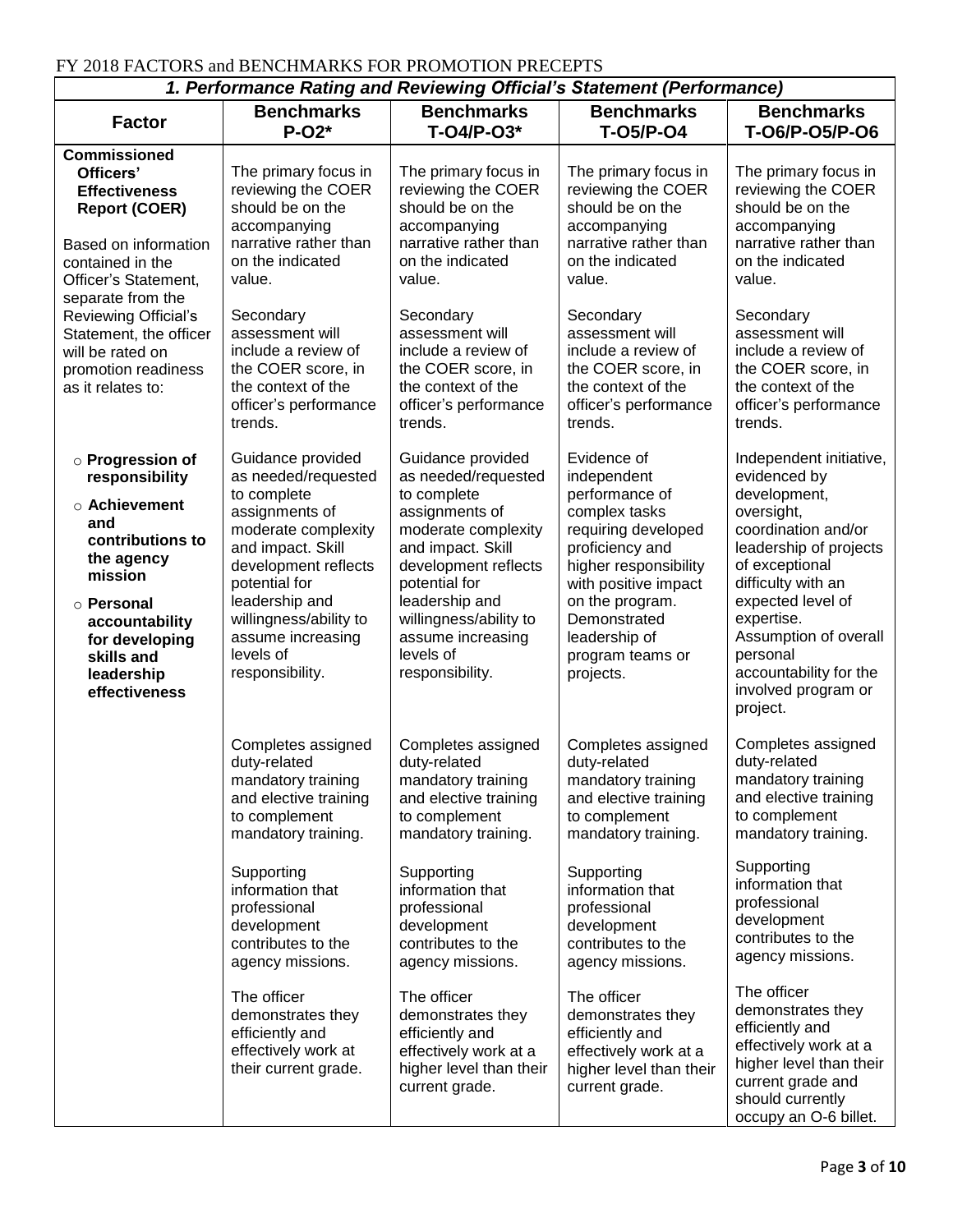FY 2018 FACTORS and BENCHMARKS FOR PROMOTION PRECEPTS

| *1. Performance Rating and Reviewing Official's Statement (Performance)* | | | | |
|---|---|---|---|---|
| **Factor** | **Benchmarks P-O2*** | **Benchmarks T-O4/P-O3*** | **Benchmarks T-O5/P-O4** | **Benchmarks T-O6/P-O5/P-O6** |
| **Commissioned Officers' Effectiveness Report (COER)**<br><br>Based on information contained in the Officer's Statement, separate from the Reviewing Official's Statement, the officer will be rated on promotion readiness as it relates to: | The primary focus in reviewing the COER should be on the accompanying narrative rather than on the indicated value.<br><br>Secondary assessment will include a review of the COER score, in the context of the officer's performance trends. | The primary focus in reviewing the COER should be on the accompanying narrative rather than on the indicated value.<br><br>Secondary assessment will include a review of the COER score, in the context of the officer's performance trends. | The primary focus in reviewing the COER should be on the accompanying narrative rather than on the indicated value.<br><br>Secondary assessment will include a review of the COER score, in the context of the officer's performance trends. | The primary focus in reviewing the COER should be on the accompanying narrative rather than on the indicated value.<br><br>Secondary assessment will include a review of the COER score, in the context of the officer's performance trends. |
| ○ **Progression of responsibility**<br>○ **Achievement and contributions to the agency mission**<br>○ **Personal accountability for developing skills and leadership effectiveness** | Guidance provided as needed/requested to complete assignments of moderate complexity and impact. Skill development reflects potential for leadership and willingness/ability to assume increasing levels of responsibility.<br><br>Completes assigned duty-related mandatory training and elective training to complement mandatory training.<br><br>Supporting information that professional development contributes to the agency missions.<br><br>The officer demonstrates they efficiently and effectively work at their current grade. | Guidance provided as needed/requested to complete assignments of moderate complexity and impact. Skill development reflects potential for leadership and willingness/ability to assume increasing levels of responsibility.<br><br>Completes assigned duty-related mandatory training and elective training to complement mandatory training.<br><br>Supporting information that professional development contributes to the agency missions.<br><br>The officer demonstrates they efficiently and effectively work at a higher level than their current grade. | Evidence of independent performance of complex tasks requiring developed proficiency and higher responsibility with positive impact on the program. Demonstrated leadership of program teams or projects.<br><br>Completes assigned duty-related mandatory training and elective training to complement mandatory training.<br><br>Supporting information that professional development contributes to the agency missions.<br><br>The officer demonstrates they efficiently and effectively work at a higher level than their current grade. | Independent initiative, evidenced by development, oversight, coordination and/or leadership of projects of exceptional difficulty with an expected level of expertise. Assumption of overall personal accountability for the involved program or project.<br><br>Completes assigned duty-related mandatory training and elective training to complement mandatory training.<br><br>Supporting information that professional development contributes to the agency missions.<br><br>The officer demonstrates they efficiently and effectively work at a higher level than their current grade and should currently occupy an O-6 billet. |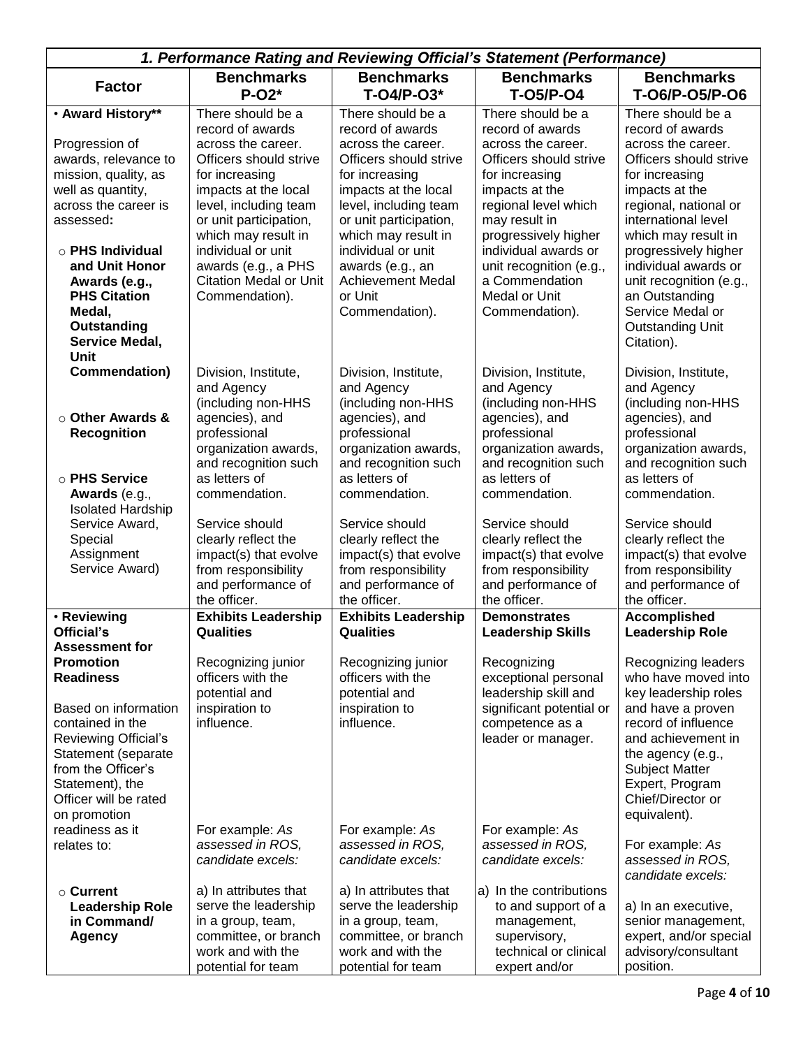| *1. Performance Rating and Reviewing Official's Statement (Performance)* | | | | |
|---|---|---|---|---|
| **Factor** | **Benchmarks P-O2*** | **Benchmarks T-O4/P-O3*** | **Benchmarks T-O5/P-O4** | **Benchmarks T-O6/P-O5/P-O6** |
| • **Award History****<br><br>Progression of awards, relevance to mission, quality, as well as quantity, across the career is assessed**:**<br><br>○ **PHS Individual and Unit Honor Awards (e.g., PHS Citation Medal, Outstanding Service Medal, Unit Commendation)**<br><br>○ **Other Awards & Recognition**<br><br>○ **PHS Service Awards** (e.g., Isolated Hardship Service Award, Special Assignment Service Award) | There should be a record of awards across the career. Officers should strive for increasing impacts at the local level, including team or unit participation, which may result in individual or unit awards (e.g., a PHS Citation Medal or Unit Commendation).<br><br>Division, Institute, and Agency (including non-HHS agencies), and professional organization awards, and recognition such as letters of commendation.<br><br>Service should clearly reflect the impact(s) that evolve from responsibility and performance of the officer. | There should be a record of awards across the career. Officers should strive for increasing impacts at the local level, including team or unit participation, which may result in individual or unit awards (e.g., an Achievement Medal or Unit Commendation).<br><br>Division, Institute, and Agency (including non-HHS agencies), and professional organization awards, and recognition such as letters of commendation.<br><br>Service should clearly reflect the impact(s) that evolve from responsibility and performance of the officer. | There should be a record of awards across the career. Officers should strive for increasing impacts at the regional level which may result in progressively higher individual awards or unit recognition (e.g., a Commendation Medal or Unit Commendation).<br><br>Division, Institute, and Agency (including non-HHS agencies), and professional organization awards, and recognition such as letters of commendation.<br><br>Service should clearly reflect the impact(s) that evolve from responsibility and performance of the officer. | There should be a record of awards across the career. Officers should strive for increasing impacts at the regional, national or international level which may result in progressively higher individual awards or unit recognition (e.g., an Outstanding Service Medal or Outstanding Unit Citation).<br><br>Division, Institute, and Agency (including non-HHS agencies), and professional organization awards, and recognition such as letters of commendation.<br><br>Service should clearly reflect the impact(s) that evolve from responsibility and performance of the officer. |
| • **Reviewing Official's Assessment for Promotion Readiness**<br><br>Based on information contained in the Reviewing Official's Statement (separate from the Officer's Statement), the Officer will be rated on promotion readiness as it relates to:<br><br>○ **Current Leadership Role in Command/ Agency** | **Exhibits Leadership Qualities**<br><br>Recognizing junior officers with the potential and inspiration to influence.<br><br>For example: *As assessed in ROS, candidate excels:*<br><br>a) In attributes that serve the leadership in a group, team, committee, or branch work and with the potential for team | **Exhibits Leadership Qualities**<br><br>Recognizing junior officers with the potential and inspiration to influence.<br><br>For example: *As assessed in ROS, candidate excels:*<br><br>a) In attributes that serve the leadership in a group, team, committee, or branch work and with the potential for team | **Demonstrates Leadership Skills**<br><br>Recognizing exceptional personal leadership skill and significant potential or competence as a leader or manager.<br><br>For example: *As assessed in ROS, candidate excels:*<br><br>a) In the contributions to and support of a management, supervisory, technical or clinical expert and/or | **Accomplished Leadership Role**<br><br>Recognizing leaders who have moved into key leadership roles and have a proven record of influence and achievement in the agency (e.g., Subject Matter Expert, Program Chief/Director or equivalent).<br><br>For example: *As assessed in ROS, candidate excels:*<br><br>a) In an executive, senior management, expert, and/or special advisory/consultant position. |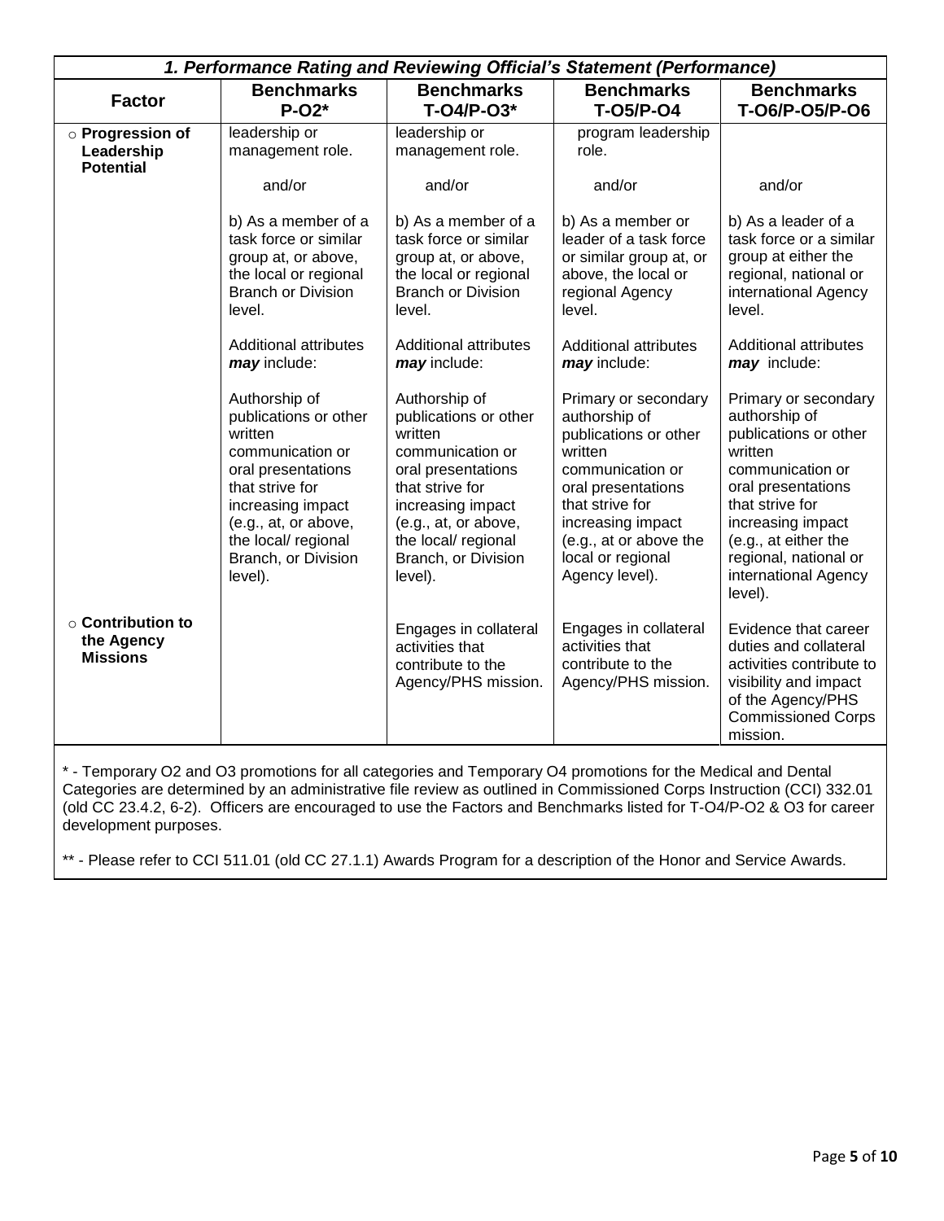| 1. Performance Rating and Reviewing Official's Statement (Performance) | | | | |
|---|---|---|---|---|
| **Factor** | **Benchmarks P-O2*** | **Benchmarks T-O4/P-O3*** | **Benchmarks T-O5/P-O4** | **Benchmarks T-O6/P-O5/P-O6** |
| ○ **Progression of Leadership Potential** | leadership or management role.<br><br>and/or<br><br>b) As a member of a task force or similar group at, or above, the local or regional Branch or Division level.<br><br>Additional attributes ***may*** include:<br><br>Authorship of publications or other written communication or oral presentations that strive for increasing impact (e.g., at, or above, the local/ regional Branch, or Division level). | leadership or management role.<br><br>and/or<br><br>b) As a member of a task force or similar group at, or above, the local or regional Branch or Division level.<br><br>Additional attributes ***may*** include:<br><br>Authorship of publications or other written communication or oral presentations that strive for increasing impact (e.g., at, or above, the local/ regional Branch, or Division level). | program leadership role.<br><br>and/or<br><br>b) As a member or leader of a task force or similar group at, or above, the local or regional Agency level.<br><br>Additional attributes ***may*** include:<br><br>Primary or secondary authorship of publications or other written communication or oral presentations that strive for increasing impact (e.g., at or above the local or regional Agency level). | and/or<br><br>b) As a leader of a task force or a similar group at either the regional, national or international Agency level.<br><br>Additional attributes ***may*** include:<br><br>Primary or secondary authorship of publications or other written communication or oral presentations that strive for increasing impact (e.g., at either the regional, national or international Agency level). |
| ○ **Contribution to the Agency Missions** | | Engages in collateral activities that contribute to the Agency/PHS mission. | Engages in collateral activities that contribute to the Agency/PHS mission. | Evidence that career duties and collateral activities contribute to visibility and impact of the Agency/PHS Commissioned Corps mission. |

\* - Temporary O2 and O3 promotions for all categories and Temporary O4 promotions for the Medical and Dental Categories are determined by an administrative file review as outlined in Commissioned Corps Instruction (CCI) 332.01 (old CC 23.4.2, 6-2). Officers are encouraged to use the Factors and Benchmarks listed for T-O4/P-O2 & O3 for career development purposes.

\*\* - Please refer to CCI 511.01 (old CC 27.1.1) Awards Program for a description of the Honor and Service Awards.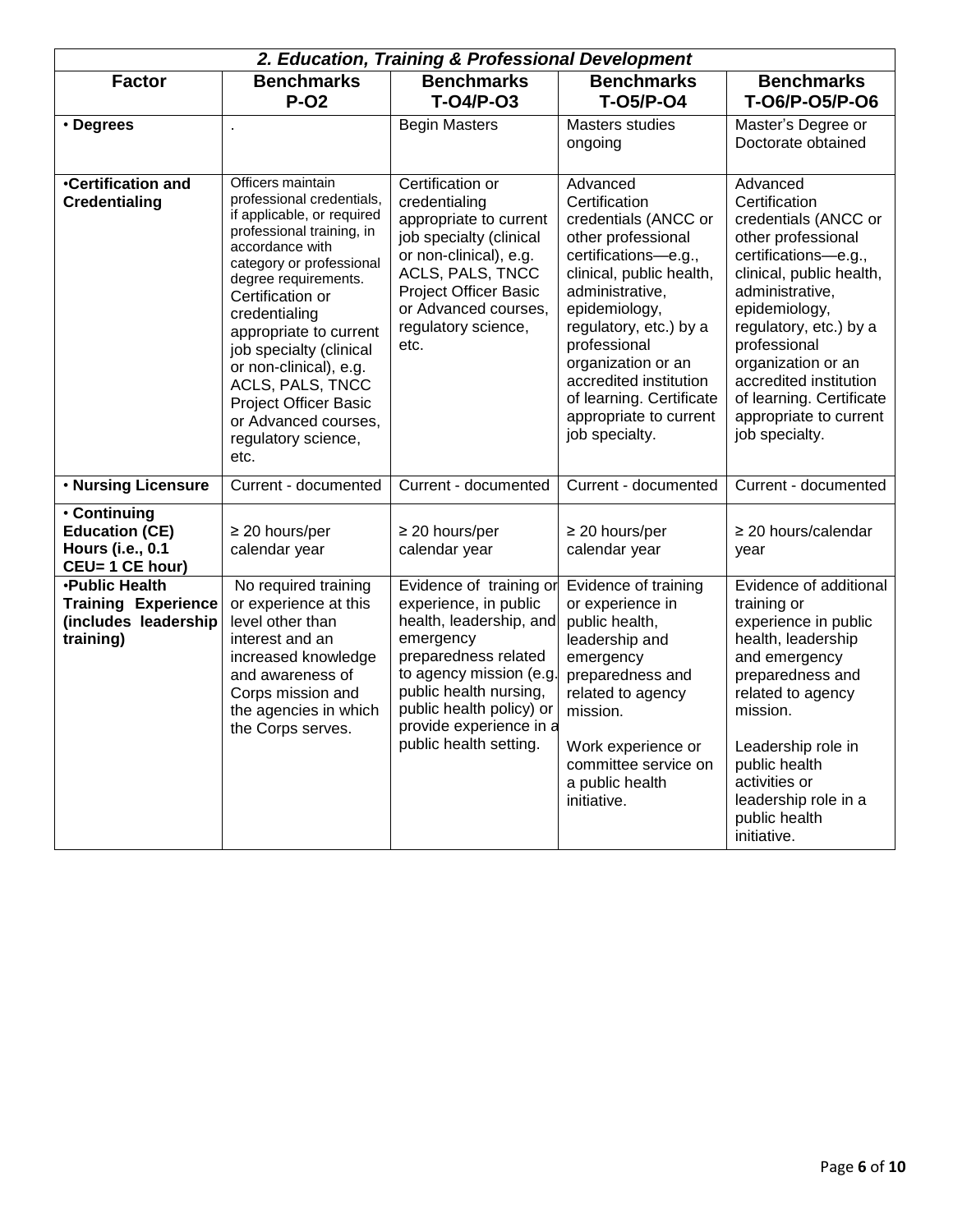| *2. Education, Training & Professional Development* | | | | |
|---|---|---|---|---|
| **Factor** | **Benchmarks P-O2** | **Benchmarks T-O4/P-O3** | **Benchmarks T-O5/P-O4** | **Benchmarks T-O6/P-O5/P-O6** |
| • **Degrees** | . | Begin Masters | Masters studies ongoing | Master's Degree or Doctorate obtained |
| •**Certification and Credentialing** | Officers maintain professional credentials, if applicable, or required professional training, in accordance with category or professional degree requirements. Certification or credentialing appropriate to current job specialty (clinical or non-clinical), e.g. ACLS, PALS, TNCC Project Officer Basic or Advanced courses, regulatory science, etc. | Certification or credentialing appropriate to current job specialty (clinical or non-clinical), e.g. ACLS, PALS, TNCC Project Officer Basic or Advanced courses, regulatory science, etc. | Advanced Certification credentials (ANCC or other professional certifications—e.g., clinical, public health, administrative, epidemiology, regulatory, etc.) by a professional organization or an accredited institution of learning. Certificate appropriate to current job specialty. | Advanced Certification credentials (ANCC or other professional certifications—e.g., clinical, public health, administrative, epidemiology, regulatory, etc.) by a professional organization or an accredited institution of learning. Certificate appropriate to current job specialty. |
| • **Nursing Licensure** | Current - documented | Current - documented | Current - documented | Current - documented |
| • **Continuing Education (CE) Hours (i.e., 0.1 CEU= 1 CE hour)** | ≥ 20 hours/per calendar year | ≥ 20 hours/per calendar year | ≥ 20 hours/per calendar year | ≥ 20 hours/calendar year |
| •**Public Health Training Experience (includes leadership training)** | No required training or experience at this level other than interest and an increased knowledge and awareness of Corps mission and the agencies in which the Corps serves. | Evidence of training or experience, in public health, leadership, and emergency preparedness related to agency mission (e.g. public health nursing, public health policy) or provide experience in a public health setting. | Evidence of training or experience in public health, leadership and emergency preparedness and related to agency mission.<br><br>Work experience or committee service on a public health initiative. | Evidence of additional training or experience in public health, leadership and emergency preparedness and related to agency mission.<br><br>Leadership role in public health activities or leadership role in a public health initiative. |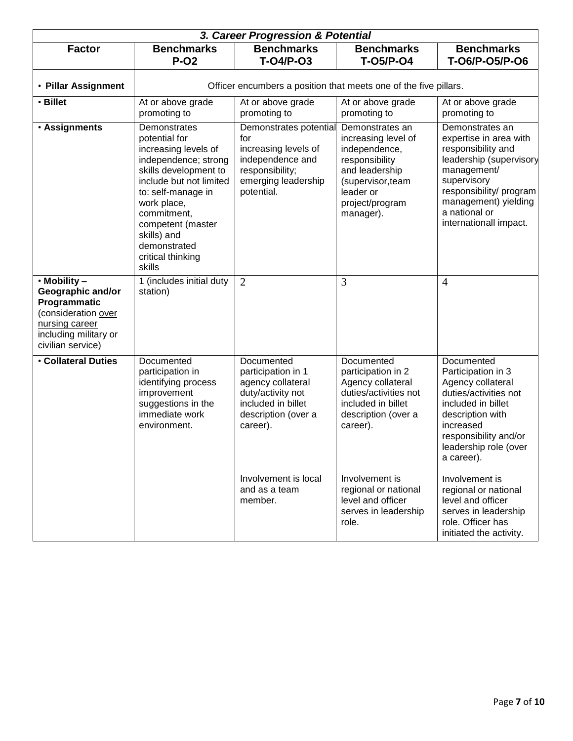| *3. Career Progression & Potential* | | | | |
|---|---|---|---|---|
| **Factor** | **Benchmarks P-O2** | **Benchmarks T-O4/P-O3** | **Benchmarks T-O5/P-O4** | **Benchmarks T-O6/P-O5/P-O6** |
| • **Pillar Assignment** | Officer encumbers a position that meets one of the five pillars. | | | |
| • **Billet** | At or above grade promoting to | At or above grade promoting to | At or above grade promoting to | At or above grade promoting to |
| • **Assignments** | Demonstrates potential for increasing levels of independence; strong skills development to include but not limited to: self-manage in work place, commitment, competent (master skills) and demonstrated critical thinking skills | Demonstrates potential for increasing levels of independence and responsibility; emerging leadership potential. | Demonstrates an increasing level of independence, responsibility and leadership (supervisor,team leader or project/program manager). | Demonstrates an expertise in area with responsibility and leadership (supervisory management/ supervisory responsibility/ program management) yielding a national or internationall impact. |
| • **Mobility – Geographic and/or Programmatic** (consideration over nursing career including military or civilian service) | 1 (includes initial duty station) | 2 | 3 | 4 |
| • **Collateral Duties** | Documented participation in identifying process improvement suggestions in the immediate work environment. | Documented participation in 1 agency collateral duty/activity not included in billet description (over a career).<br><br>Involvement is local and as a team member. | Documented participation in 2 Agency collateral duties/activities not included in billet description (over a career).<br><br>Involvement is regional or national level and officer serves in leadership role. | Documented Participation in 3 Agency collateral duties/activities not included in billet description with increased responsibility and/or leadership role (over a career).<br><br>Involvement is regional or national level and officer serves in leadership role. Officer has initiated the activity. |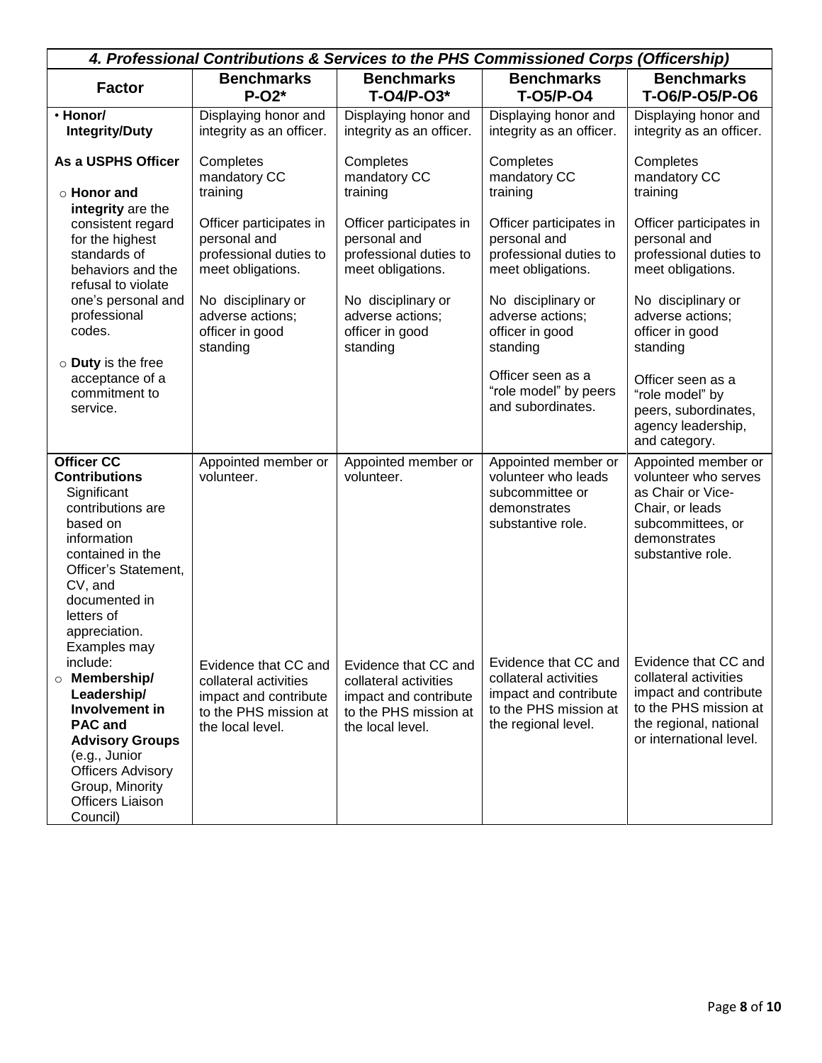| *4. Professional Contributions & Services to the PHS Commissioned Corps (Officership)* | | | | |
|---|---|---|---|---|
| **Factor** | **Benchmarks P-O2*** | **Benchmarks T-O4/P-O3*** | **Benchmarks T-O5/P-O4** | **Benchmarks T-O6/P-O5/P-O6** |
| • **Honor/ Integrity/Duty**<br><br>**As a USPHS Officer**<br>○ **Honor and integrity** are the consistent regard for the highest standards of behaviors and the refusal to violate one's personal and professional codes.<br>○ **Duty** is the free acceptance of a commitment to service. | Displaying honor and integrity as an officer.<br><br>Completes mandatory CC training<br><br>Officer participates in personal and professional duties to meet obligations.<br><br>No disciplinary or adverse actions; officer in good standing | Displaying honor and integrity as an officer.<br><br>Completes mandatory CC training<br><br>Officer participates in personal and professional duties to meet obligations.<br><br>No disciplinary or adverse actions; officer in good standing | Displaying honor and integrity as an officer.<br><br>Completes mandatory CC training<br><br>Officer participates in personal and professional duties to meet obligations.<br><br>No disciplinary or adverse actions; officer in good standing<br><br>Officer seen as a "role model" by peers and subordinates. | Displaying honor and integrity as an officer.<br><br>Completes mandatory CC training<br><br>Officer participates in personal and professional duties to meet obligations.<br><br>No disciplinary or adverse actions; officer in good standing<br><br>Officer seen as a "role model" by peers, subordinates, agency leadership, and category. |
| **Officer CC Contributions**<br>Significant contributions are based on information contained in the Officer's Statement, CV, and documented in letters of appreciation. Examples may include:<br>○ **Membership/ Leadership/ Involvement in PAC and Advisory Groups** (e.g., Junior Officers Advisory Group, Minority Officers Liaison Council) | Appointed member or volunteer.<br><br>Evidence that CC and collateral activities impact and contribute to the PHS mission at the local level. | Appointed member or volunteer.<br><br>Evidence that CC and collateral activities impact and contribute to the PHS mission at the local level. | Appointed member or volunteer who leads subcommittee or demonstrates substantive role.<br><br>Evidence that CC and collateral activities impact and contribute to the PHS mission at the regional level. | Appointed member or volunteer who serves as Chair or Vice-Chair, or leads subcommittees, or demonstrates substantive role.<br><br>Evidence that CC and collateral activities impact and contribute to the PHS mission at the regional, national or international level. |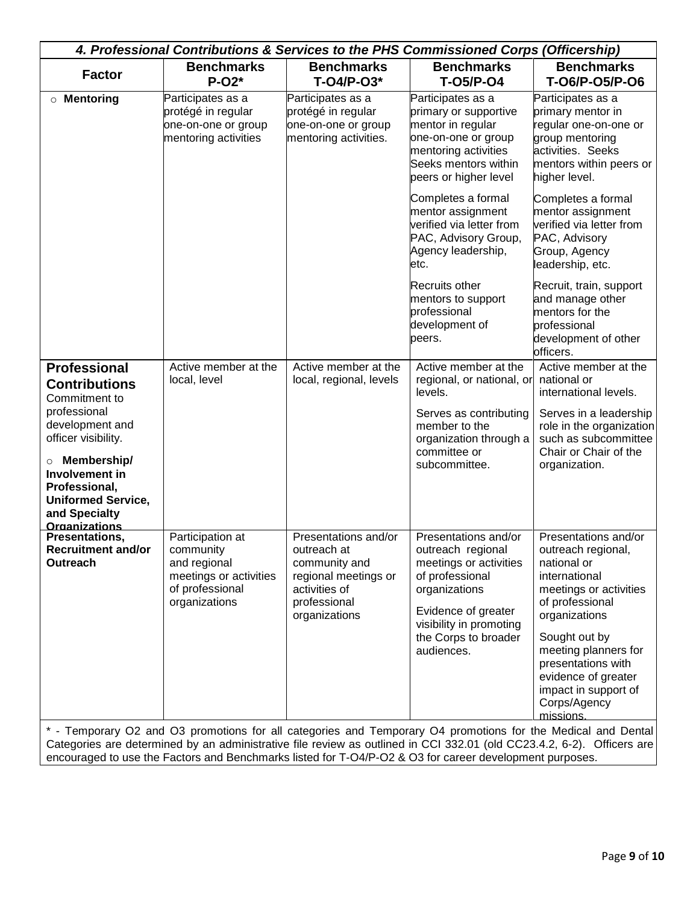| 4. Professional Contributions & Services to the PHS Commissioned Corps (Officership) | | | | |
|---|---|---|---|---|
| **Factor** | **Benchmarks P-O2*** | **Benchmarks T-O4/P-O3*** | **Benchmarks T-O5/P-O4** | **Benchmarks T-O6/P-O5/P-O6** |
| ○ **Mentoring** | Participates as a protégé in regular one-on-one or group mentoring activities | Participates as a protégé in regular one-on-one or group mentoring activities. | Participates as a primary or supportive mentor in regular one-on-one or group mentoring activities Seeks mentors within peers or higher level<br><br>Completes a formal mentor assignment verified via letter from PAC, Advisory Group, Agency leadership, etc.<br><br>Recruits other mentors to support professional development of peers. | Participates as a primary mentor in regular one-on-one or group mentoring activities. Seeks mentors within peers or higher level.<br><br>Completes a formal mentor assignment verified via letter from PAC, Advisory Group, Agency leadership, etc.<br><br>Recruit, train, support and manage other mentors for the professional development of other officers. |
| **Professional Contributions** Commitment to professional development and officer visibility.<br><br>○ **Membership/ Involvement in Professional, Uniformed Service, and Specialty Organizations** | Active member at the local, level | Active member at the local, regional, levels | Active member at the regional, or national, or levels.<br><br>Serves as contributing member to the organization through a committee or subcommittee. | Active member at the national or international levels.<br><br>Serves in a leadership role in the organization such as subcommittee Chair or Chair of the organization. |
| **Presentations, Recruitment and/or Outreach** | Participation at community and regional meetings or activities of professional organizations | Presentations and/or outreach at community and regional meetings or activities of professional organizations | Presentations and/or outreach regional meetings or activities of professional organizations<br><br>Evidence of greater visibility in promoting the Corps to broader audiences. | Presentations and/or outreach regional, national or international meetings or activities of professional organizations<br><br>Sought out by meeting planners for presentations with evidence of greater impact in support of Corps/Agency missions. |

* - Temporary O2 and O3 promotions for all categories and Temporary O4 promotions for the Medical and Dental Categories are determined by an administrative file review as outlined in CCI 332.01 (old CC23.4.2, 6-2). Officers are encouraged to use the Factors and Benchmarks listed for T-O4/P-O2 & O3 for career development purposes.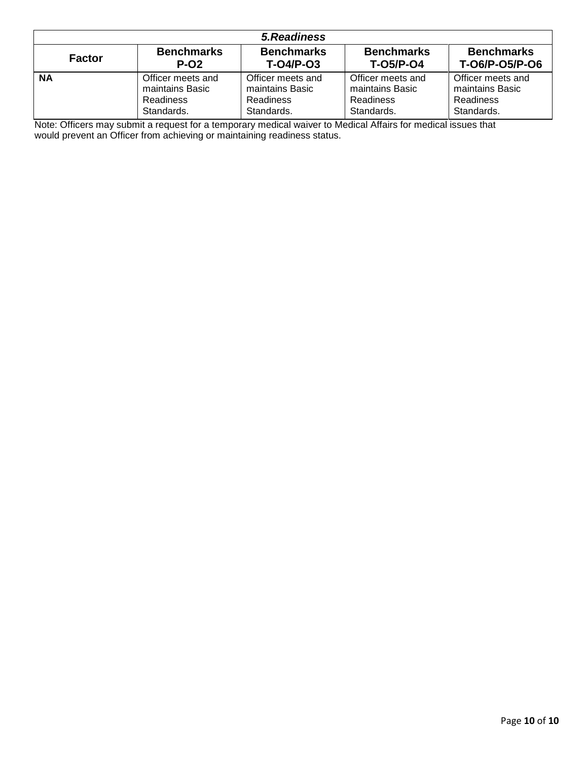| *5.Readiness* | | | | |
|---|---|---|---|---|
| **Factor** | **Benchmarks P-O2** | **Benchmarks T-O4/P-O3** | **Benchmarks T-O5/P-O4** | **Benchmarks T-O6/P-O5/P-O6** |
| **NA** | Officer meets and maintains Basic Readiness Standards. | Officer meets and maintains Basic Readiness Standards. | Officer meets and maintains Basic Readiness Standards. | Officer meets and maintains Basic Readiness Standards. |

Note: Officers may submit a request for a temporary medical waiver to Medical Affairs for medical issues that would prevent an Officer from achieving or maintaining readiness status.